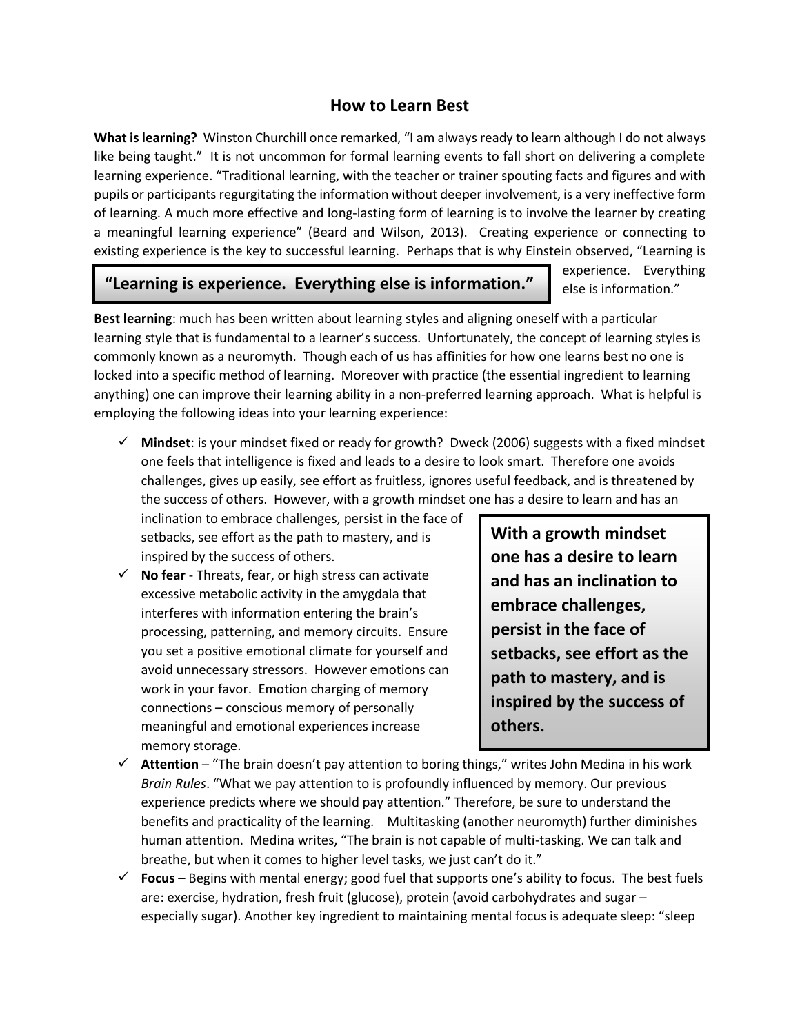## How to Learn Best

**What is learning?** Winston Churchill once remarked, "I am always ready to learn although I do not always like being taught." It is not uncommon for formal learning events to fall short on delivering a complete learning experience. "Traditional learning, with the teacher or trainer spouting facts and figures and with pupils or participants regurgitating the information without deeper involvement, is a very ineffective form of learning. A much more effective and long-lasting form of learning is to involve the learner by creating a meaningful learning experience" (Beard and Wilson, 2013). Creating experience or connecting to existing experience is the key to successful learning. Perhaps that is why Einstein observed, "Learning is experience. Everything else is information."

> **"Learning is experience. Everything else is information."**

**Best learning**: much has been written about learning styles and aligning oneself with a particular learning style that is fundamental to a learner's success. Unfortunately, the concept of learning styles is commonly known as a neuromyth. Though each of us has affinities for how one learns best no one is locked into a specific method of learning. Moreover with practice (the essential ingredient to learning anything) one can improve their learning ability in a non-preferred learning approach. What is helpful is employing the following ideas into your learning experience:

- ✓ **Mindset**: is your mindset fixed or ready for growth? Dweck (2006) suggests with a fixed mindset one feels that intelligence is fixed and leads to a desire to look smart. Therefore one avoids challenges, gives up easily, see effort as fruitless, ignores useful feedback, and is threatened by the success of others. However, with a growth mindset one has a desire to learn and has an inclination to embrace challenges, persist in the face of setbacks, see effort as the path to mastery, and is inspired by the success of others.

> **With a growth mindset one has a desire to learn and has an inclination to embrace challenges, persist in the face of setbacks, see effort as the path to mastery, and is inspired by the success of others.**

- ✓ **No fear** - Threats, fear, or high stress can activate excessive metabolic activity in the amygdala that interferes with information entering the brain's processing, patterning, and memory circuits. Ensure you set a positive emotional climate for yourself and avoid unnecessary stressors. However emotions can work in your favor. Emotion charging of memory connections – conscious memory of personally meaningful and emotional experiences increase memory storage.
- ✓ **Attention** – "The brain doesn't pay attention to boring things," writes John Medina in his work *Brain Rules*. "What we pay attention to is profoundly influenced by memory. Our previous experience predicts where we should pay attention." Therefore, be sure to understand the benefits and practicality of the learning. Multitasking (another neuromyth) further diminishes human attention. Medina writes, "The brain is not capable of multi-tasking. We can talk and breathe, but when it comes to higher level tasks, we just can't do it."
- ✓ **Focus** – Begins with mental energy; good fuel that supports one's ability to focus. The best fuels are: exercise, hydration, fresh fruit (glucose), protein (avoid carbohydrates and sugar – especially sugar). Another key ingredient to maintaining mental focus is adequate sleep: "sleep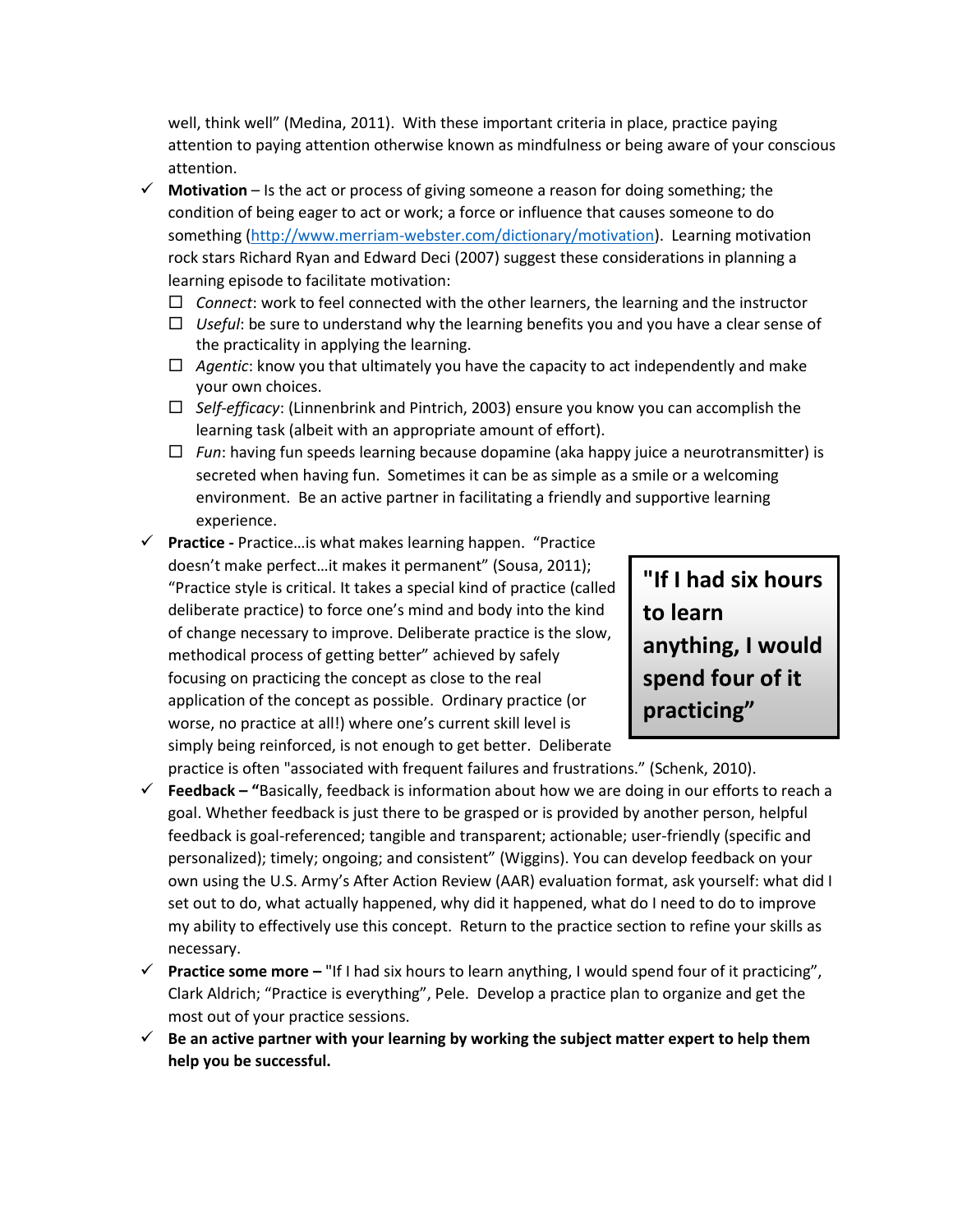well, think well" (Medina, 2011). With these important criteria in place, practice paying attention to paying attention otherwise known as mindfulness or being aware of your conscious attention.

- ✓ **Motivation** – Is the act or process of giving someone a reason for doing something; the condition of being eager to act or work; a force or influence that causes someone to do something (http://www.merriam-webster.com/dictionary/motivation). Learning motivation rock stars Richard Ryan and Edward Deci (2007) suggest these considerations in planning a learning episode to facilitate motivation:
  - ☐ *Connect*: work to feel connected with the other learners, the learning and the instructor
  - ☐ *Useful*: be sure to understand why the learning benefits you and you have a clear sense of the practicality in applying the learning.
  - ☐ *Agentic*: know you that ultimately you have the capacity to act independently and make your own choices.
  - ☐ *Self-efficacy*: (Linnenbrink and Pintrich, 2003) ensure you know you can accomplish the learning task (albeit with an appropriate amount of effort).
  - ☐ *Fun*: having fun speeds learning because dopamine (aka happy juice a neurotransmitter) is secreted when having fun. Sometimes it can be as simple as a smile or a welcoming environment. Be an active partner in facilitating a friendly and supportive learning experience.
- ✓ **Practice -** Practice…is what makes learning happen. "Practice doesn't make perfect…it makes it permanent" (Sousa, 2011); "Practice style is critical. It takes a special kind of practice (called deliberate practice) to force one's mind and body into the kind of change necessary to improve. Deliberate practice is the slow, methodical process of getting better" achieved by safely focusing on practicing the concept as close to the real application of the concept as possible. Ordinary practice (or worse, no practice at all!) where one's current skill level is simply being reinforced, is not enough to get better. Deliberate practice is often "associated with frequent failures and frustrations." (Schenk, 2010).

> **"If I had six hours to learn anything, I would spend four of it practicing"**

- ✓ **Feedback – "**Basically, feedback is information about how we are doing in our efforts to reach a goal. Whether feedback is just there to be grasped or is provided by another person, helpful feedback is goal-referenced; tangible and transparent; actionable; user-friendly (specific and personalized); timely; ongoing; and consistent" (Wiggins). You can develop feedback on your own using the U.S. Army's After Action Review (AAR) evaluation format, ask yourself: what did I set out to do, what actually happened, why did it happen, what do I need to do to improve my ability to effectively use this concept. Return to the practice section to refine your skills as necessary.
- ✓ **Practice some more –** "If I had six hours to learn anything, I would spend four of it practicing", Clark Aldrich; "Practice is everything", Pele. Develop a practice plan to organize and get the most out of your practice sessions.
- ✓ **Be an active partner with your learning by working the subject matter expert to help them help you be successful.**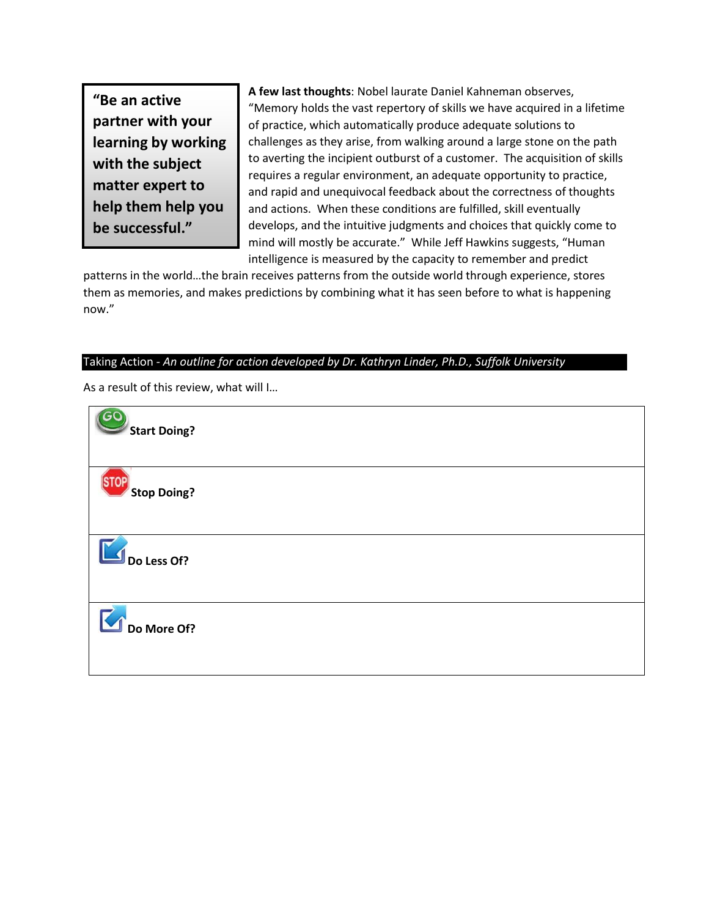> **"Be an active partner with your learning by working with the subject matter expert to help them help you be successful."**

**A few last thoughts**: Nobel laurate Daniel Kahneman observes, "Memory holds the vast repertory of skills we have acquired in a lifetime of practice, which automatically produce adequate solutions to challenges as they arise, from walking around a large stone on the path to averting the incipient outburst of a customer. The acquisition of skills requires a regular environment, an adequate opportunity to practice, and rapid and unequivocal feedback about the correctness of thoughts and actions. When these conditions are fulfilled, skill eventually develops, and the intuitive judgments and choices that quickly come to mind will mostly be accurate." While Jeff Hawkins suggests, "Human intelligence is measured by the capacity to remember and predict patterns in the world…the brain receives patterns from the outside world through experience, stores them as memories, and makes predictions by combining what it has seen before to what is happening now."

## Taking Action - *An outline for action developed by Dr. Kathryn Linder, Ph.D., Suffolk University*

As a result of this review, what will I…

| |
|---|
| **Start Doing?** |
| **Stop Doing?** |
| **Do Less Of?** |
| **Do More Of?** |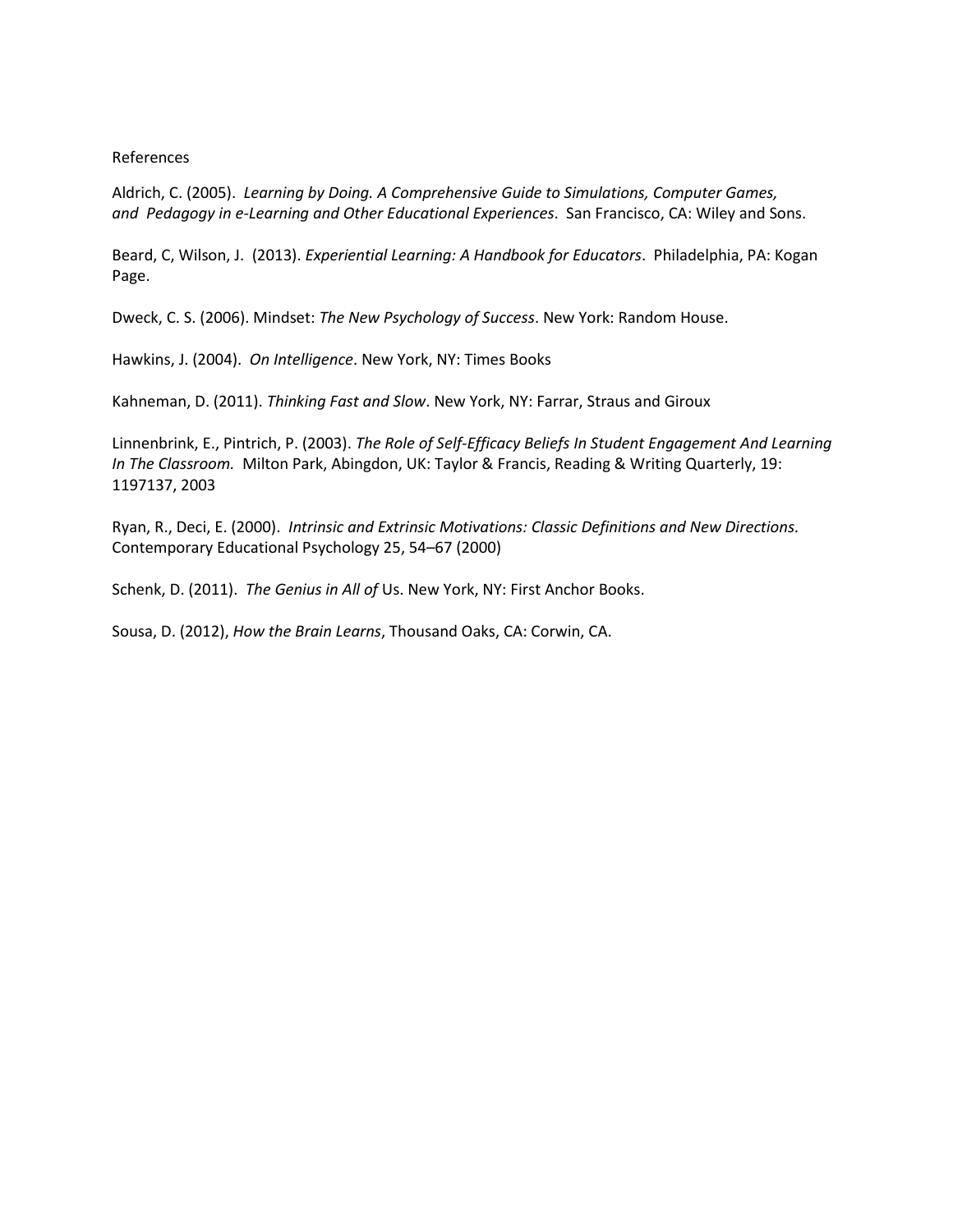References

Aldrich, C. (2005). *Learning by Doing. A Comprehensive Guide to Simulations, Computer Games, and Pedagogy in e-Learning and Other Educational Experiences*. San Francisco, CA: Wiley and Sons.

Beard, C, Wilson, J. (2013). *Experiential Learning: A Handbook for Educators*. Philadelphia, PA: Kogan Page.

Dweck, C. S. (2006). Mindset: *The New Psychology of Success*. New York: Random House.

Hawkins, J. (2004). *On Intelligence*. New York, NY: Times Books

Kahneman, D. (2011). *Thinking Fast and Slow*. New York, NY: Farrar, Straus and Giroux

Linnenbrink, E., Pintrich, P. (2003). *The Role of Self-Efficacy Beliefs In Student Engagement And Learning In The Classroom.* Milton Park, Abingdon, UK: Taylor & Francis, Reading & Writing Quarterly, 19: 1197137, 2003

Ryan, R., Deci, E. (2000). *Intrinsic and Extrinsic Motivations: Classic Definitions and New Directions.* Contemporary Educational Psychology 25, 54–67 (2000)

Schenk, D. (2011). *The Genius in All of* Us. New York, NY: First Anchor Books.

Sousa, D. (2012), *How the Brain Learns*, Thousand Oaks, CA: Corwin, CA.